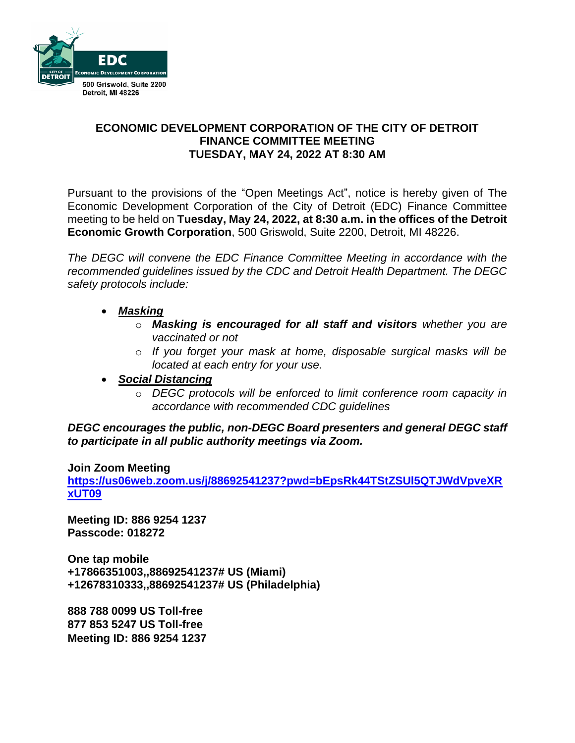EDC
ECONOMIC DEVELOPMENT CORPORATION
CITY OF DETROIT
500 Griswold, Suite 2200
Detroit, MI 48226

# ECONOMIC DEVELOPMENT CORPORATION OF THE CITY OF DETROIT
## FINANCE COMMITTEE MEETING
## TUESDAY, MAY 24, 2022 AT 8:30 AM

Pursuant to the provisions of the "Open Meetings Act", notice is hereby given of The Economic Development Corporation of the City of Detroit (EDC) Finance Committee meeting to be held on **Tuesday, May 24, 2022, at 8:30 a.m. in the offices of the Detroit Economic Growth Corporation**, 500 Griswold, Suite 2200, Detroit, MI 48226.

*The DEGC will convene the EDC Finance Committee Meeting in accordance with the recommended guidelines issued by the CDC and Detroit Health Department. The DEGC safety protocols include:*

- ***Masking***
  - ***Masking is encouraged for all staff and visitors*** *whether you are vaccinated or not*
  - *If you forget your mask at home, disposable surgical masks will be located at each entry for your use.*
- ***Social Distancing***
  - *DEGC protocols will be enforced to limit conference room capacity in accordance with recommended CDC guidelines*

***DEGC encourages the public, non-DEGC Board presenters and general DEGC staff to participate in all public authority meetings via Zoom.***

**Join Zoom Meeting**
**https://us06web.zoom.us/j/88692541237?pwd=bEpsRk44TStZSUl5QTJWdVpveXRxUT09**

**Meeting ID: 886 9254 1237**
**Passcode: 018272**

**One tap mobile**
**+17866351003,,88692541237# US (Miami)**
**+12678310333,,88692541237# US (Philadelphia)**

**888 788 0099 US Toll-free**
**877 853 5247 US Toll-free**
**Meeting ID: 886 9254 1237**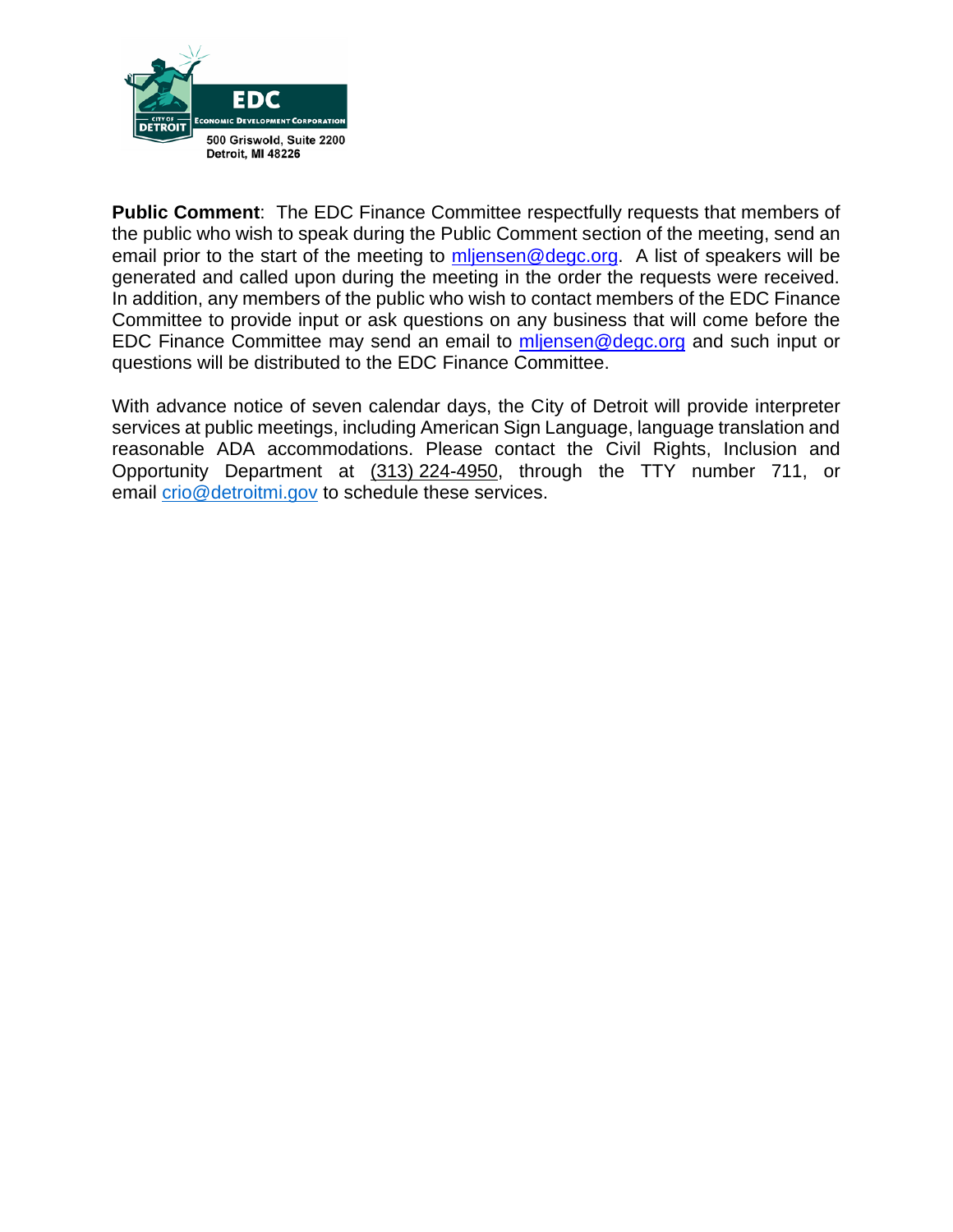EDC
ECONOMIC DEVELOPMENT CORPORATION
CITY OF DETROIT

500 Griswold, Suite 2200
Detroit, MI 48226

**Public Comment**: The EDC Finance Committee respectfully requests that members of the public who wish to speak during the Public Comment section of the meeting, send an email prior to the start of the meeting to mljensen@degc.org. A list of speakers will be generated and called upon during the meeting in the order the requests were received. In addition, any members of the public who wish to contact members of the EDC Finance Committee to provide input or ask questions on any business that will come before the EDC Finance Committee may send an email to mljensen@degc.org and such input or questions will be distributed to the EDC Finance Committee.

With advance notice of seven calendar days, the City of Detroit will provide interpreter services at public meetings, including American Sign Language, language translation and reasonable ADA accommodations. Please contact the Civil Rights, Inclusion and Opportunity Department at (313) 224-4950, through the TTY number 711, or email crio@detroitmi.gov to schedule these services.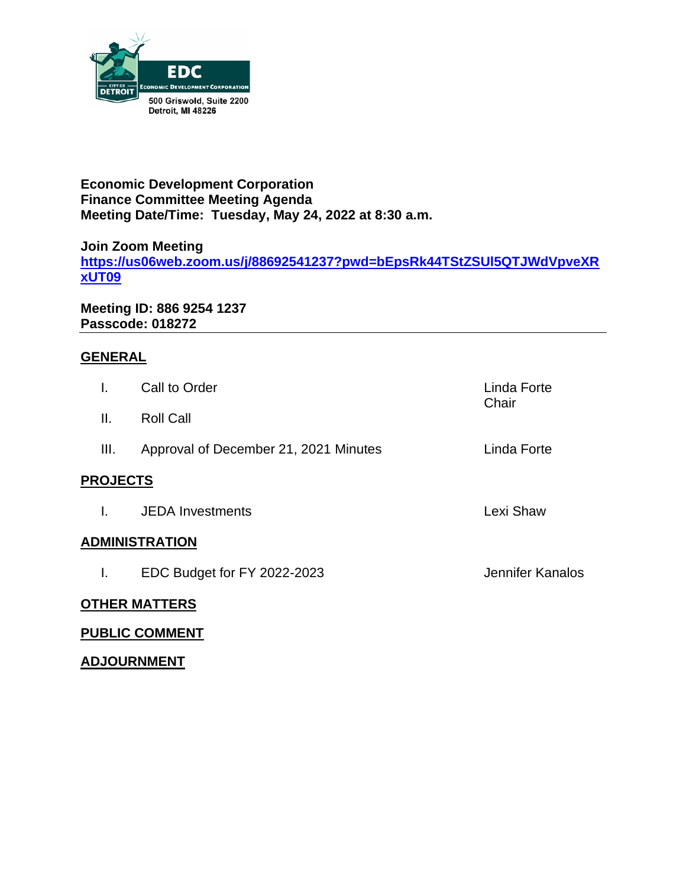EDC

ECONOMIC DEVELOPMENT CORPORATION

CITY OF DETROIT

500 Griswold, Suite 2200
Detroit, MI 48226

**Economic Development Corporation**
**Finance Committee Meeting Agenda**
**Meeting Date/Time: Tuesday, May 24, 2022 at 8:30 a.m.**

**Join Zoom Meeting**
**https://us06web.zoom.us/j/88692541237?pwd=bEpsRk44TStZSUl5QTJWdVpveXRxUT09**

**Meeting ID: 886 9254 1237**
**Passcode: 018272**

---

## GENERAL

| | | |
|---|---|---|
| I. | Call to Order | Linda Forte Chair |
| II. | Roll Call | |
| III. | Approval of December 21, 2021 Minutes | Linda Forte |

## PROJECTS

| | | |
|---|---|---|
| I. | JEDA Investments | Lexi Shaw |

## ADMINISTRATION

| | | |
|---|---|---|
| I. | EDC Budget for FY 2022-2023 | Jennifer Kanalos |

## OTHER MATTERS

## PUBLIC COMMENT

## ADJOURNMENT